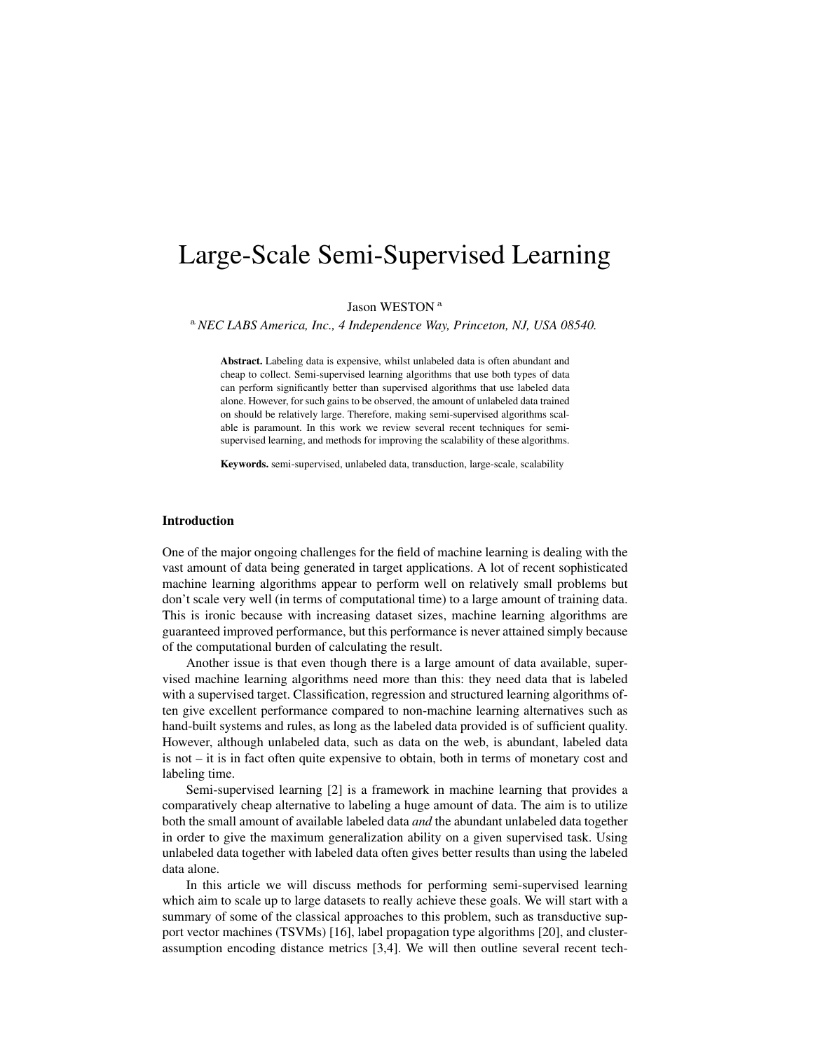# Large-Scale Semi-Supervised Learning

Jason WESTON [a]

[a] *NEC LABS America, Inc., 4 Independence Way, Princeton, NJ, USA 08540.*

**Abstract.** Labeling data is expensive, whilst unlabeled data is often abundant and cheap to collect. Semi-supervised learning algorithms that use both types of data can perform significantly better than supervised algorithms that use labeled data alone. However, for such gains to be observed, the amount of unlabeled data trained on should be relatively large. Therefore, making semi-supervised algorithms scalable is paramount. In this work we review several recent techniques for semi-supervised learning, and methods for improving the scalability of these algorithms.

**Keywords.** semi-supervised, unlabeled data, transduction, large-scale, scalability

## Introduction

One of the major ongoing challenges for the field of machine learning is dealing with the vast amount of data being generated in target applications. A lot of recent sophisticated machine learning algorithms appear to perform well on relatively small problems but don't scale very well (in terms of computational time) to a large amount of training data. This is ironic because with increasing dataset sizes, machine learning algorithms are guaranteed improved performance, but this performance is never attained simply because of the computational burden of calculating the result.

Another issue is that even though there is a large amount of data available, supervised machine learning algorithms need more than this: they need data that is labeled with a supervised target. Classification, regression and structured learning algorithms often give excellent performance compared to non-machine learning alternatives such as hand-built systems and rules, as long as the labeled data provided is of sufficient quality. However, although unlabeled data, such as data on the web, is abundant, labeled data is not – it is in fact often quite expensive to obtain, both in terms of monetary cost and labeling time.

Semi-supervised learning [2] is a framework in machine learning that provides a comparatively cheap alternative to labeling a huge amount of data. The aim is to utilize both the small amount of available labeled data *and* the abundant unlabeled data together in order to give the maximum generalization ability on a given supervised task. Using unlabeled data together with labeled data often gives better results than using the labeled data alone.

In this article we will discuss methods for performing semi-supervised learning which aim to scale up to large datasets to really achieve these goals. We will start with a summary of some of the classical approaches to this problem, such as transductive support vector machines (TSVMs) [16], label propagation type algorithms [20], and cluster-assumption encoding distance metrics [3,4]. We will then outline several recent tech-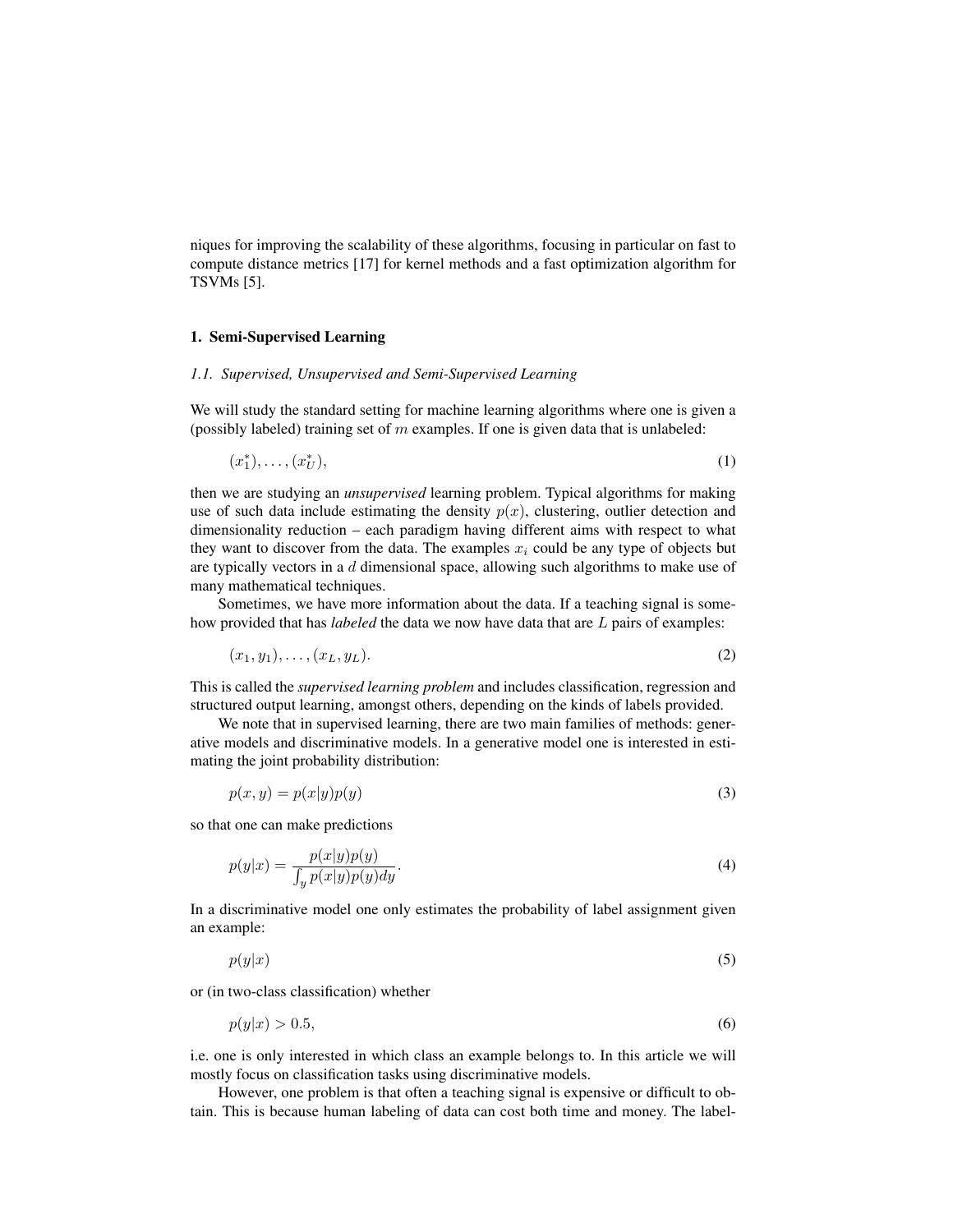niques for improving the scalability of these algorithms, focusing in particular on fast to compute distance metrics [17] for kernel methods and a fast optimization algorithm for TSVMs [5].

## 1. Semi-Supervised Learning

### *1.1. Supervised, Unsupervised and Semi-Supervised Learning*

We will study the standard setting for machine learning algorithms where one is given a (possibly labeled) training set of $m$ examples. If one is given data that is unlabeled:

$$(x_1^*), \ldots, (x_U^*), \tag{1}$$

then we are studying an *unsupervised* learning problem. Typical algorithms for making use of such data include estimating the density $p(x)$, clustering, outlier detection and dimensionality reduction – each paradigm having different aims with respect to what they want to discover from the data. The examples $x_i$ could be any type of objects but are typically vectors in a $d$ dimensional space, allowing such algorithms to make use of many mathematical techniques.

Sometimes, we have more information about the data. If a teaching signal is somehow provided that has *labeled* the data we now have data that are $L$ pairs of examples:

$$(x_1, y_1), \ldots, (x_L, y_L). \tag{2}$$

This is called the *supervised learning problem* and includes classification, regression and structured output learning, amongst others, depending on the kinds of labels provided.

We note that in supervised learning, there are two main families of methods: generative models and discriminative models. In a generative model one is interested in estimating the joint probability distribution:

$$p(x, y) = p(x|y)p(y) \tag{3}$$

so that one can make predictions

$$p(y|x) = \frac{p(x|y)p(y)}{\int_y p(x|y)p(y)dy}. \tag{4}$$

In a discriminative model one only estimates the probability of label assignment given an example:

$$p(y|x) \tag{5}$$

or (in two-class classification) whether

$$p(y|x) > 0.5, \tag{6}$$

i.e. one is only interested in which class an example belongs to. In this article we will mostly focus on classification tasks using discriminative models.

However, one problem is that often a teaching signal is expensive or difficult to obtain. This is because human labeling of data can cost both time and money. The label-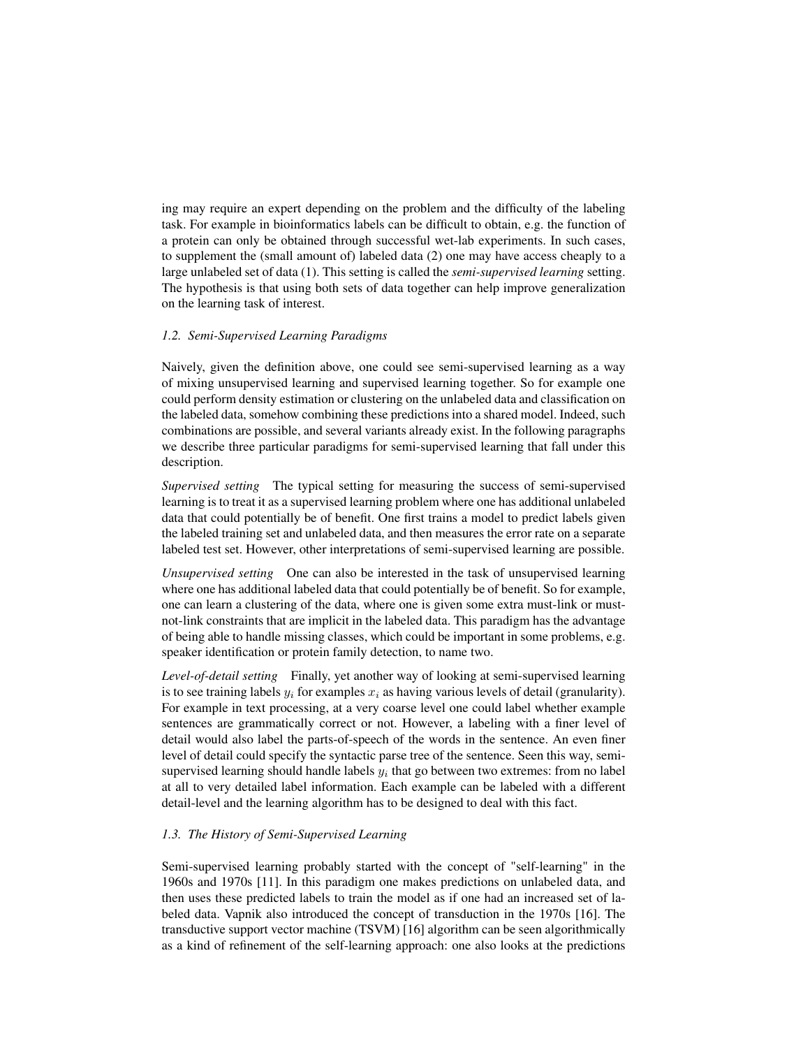ing may require an expert depending on the problem and the difficulty of the labeling task. For example in bioinformatics labels can be difficult to obtain, e.g. the function of a protein can only be obtained through successful wet-lab experiments. In such cases, to supplement the (small amount of) labeled data (2) one may have access cheaply to a large unlabeled set of data (1). This setting is called the *semi-supervised learning* setting. The hypothesis is that using both sets of data together can help improve generalization on the learning task of interest.

### *1.2. Semi-Supervised Learning Paradigms*

Naively, given the definition above, one could see semi-supervised learning as a way of mixing unsupervised learning and supervised learning together. So for example one could perform density estimation or clustering on the unlabeled data and classification on the labeled data, somehow combining these predictions into a shared model. Indeed, such combinations are possible, and several variants already exist. In the following paragraphs we describe three particular paradigms for semi-supervised learning that fall under this description.

*Supervised setting* The typical setting for measuring the success of semi-supervised learning is to treat it as a supervised learning problem where one has additional unlabeled data that could potentially be of benefit. One first trains a model to predict labels given the labeled training set and unlabeled data, and then measures the error rate on a separate labeled test set. However, other interpretations of semi-supervised learning are possible.

*Unsupervised setting* One can also be interested in the task of unsupervised learning where one has additional labeled data that could potentially be of benefit. So for example, one can learn a clustering of the data, where one is given some extra must-link or must-not-link constraints that are implicit in the labeled data. This paradigm has the advantage of being able to handle missing classes, which could be important in some problems, e.g. speaker identification or protein family detection, to name two.

*Level-of-detail setting* Finally, yet another way of looking at semi-supervised learning is to see training labels $y_i$ for examples $x_i$ as having various levels of detail (granularity). For example in text processing, at a very coarse level one could label whether example sentences are grammatically correct or not. However, a labeling with a finer level of detail would also label the parts-of-speech of the words in the sentence. An even finer level of detail could specify the syntactic parse tree of the sentence. Seen this way, semi-supervised learning should handle labels $y_i$ that go between two extremes: from no label at all to very detailed label information. Each example can be labeled with a different detail-level and the learning algorithm has to be designed to deal with this fact.

### *1.3. The History of Semi-Supervised Learning*

Semi-supervised learning probably started with the concept of "self-learning" in the 1960s and 1970s [11]. In this paradigm one makes predictions on unlabeled data, and then uses these predicted labels to train the model as if one had an increased set of labeled data. Vapnik also introduced the concept of transduction in the 1970s [16]. The transductive support vector machine (TSVM) [16] algorithm can be seen algorithmically as a kind of refinement of the self-learning approach: one also looks at the predictions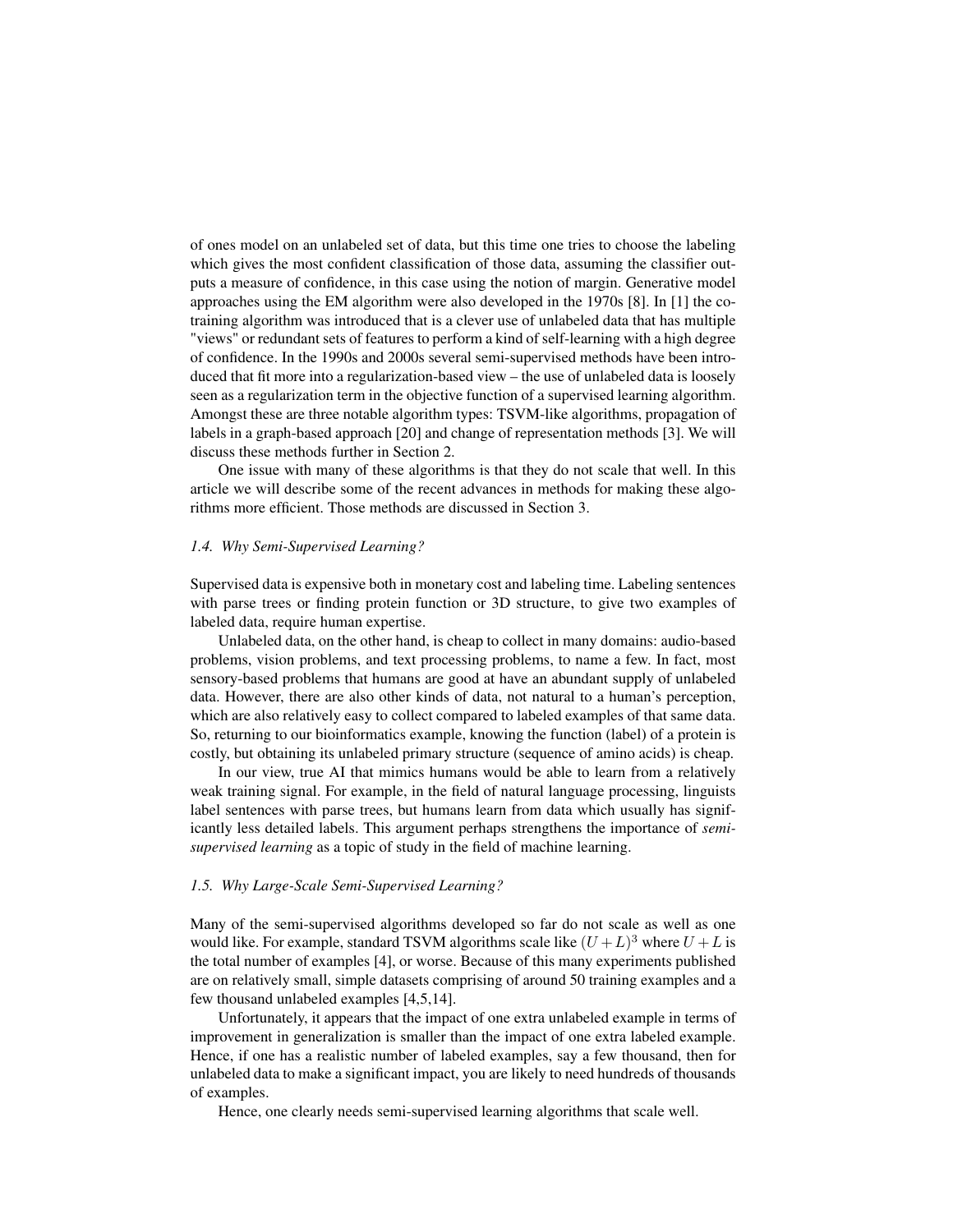of ones model on an unlabeled set of data, but this time one tries to choose the labeling which gives the most confident classification of those data, assuming the classifier outputs a measure of confidence, in this case using the notion of margin. Generative model approaches using the EM algorithm were also developed in the 1970s [8]. In [1] the co-training algorithm was introduced that is a clever use of unlabeled data that has multiple "views" or redundant sets of features to perform a kind of self-learning with a high degree of confidence. In the 1990s and 2000s several semi-supervised methods have been introduced that fit more into a regularization-based view – the use of unlabeled data is loosely seen as a regularization term in the objective function of a supervised learning algorithm. Amongst these are three notable algorithm types: TSVM-like algorithms, propagation of labels in a graph-based approach [20] and change of representation methods [3]. We will discuss these methods further in Section 2.

One issue with many of these algorithms is that they do not scale that well. In this article we will describe some of the recent advances in methods for making these algorithms more efficient. Those methods are discussed in Section 3.

### *1.4. Why Semi-Supervised Learning?*

Supervised data is expensive both in monetary cost and labeling time. Labeling sentences with parse trees or finding protein function or 3D structure, to give two examples of labeled data, require human expertise.

Unlabeled data, on the other hand, is cheap to collect in many domains: audio-based problems, vision problems, and text processing problems, to name a few. In fact, most sensory-based problems that humans are good at have an abundant supply of unlabeled data. However, there are also other kinds of data, not natural to a human's perception, which are also relatively easy to collect compared to labeled examples of that same data. So, returning to our bioinformatics example, knowing the function (label) of a protein is costly, but obtaining its unlabeled primary structure (sequence of amino acids) is cheap.

In our view, true AI that mimics humans would be able to learn from a relatively weak training signal. For example, in the field of natural language processing, linguists label sentences with parse trees, but humans learn from data which usually has significantly less detailed labels. This argument perhaps strengthens the importance of *semi-supervised learning* as a topic of study in the field of machine learning.

### *1.5. Why Large-Scale Semi-Supervised Learning?*

Many of the semi-supervised algorithms developed so far do not scale as well as one would like. For example, standard TSVM algorithms scale like $(U + L)^3$ where $U + L$ is the total number of examples [4], or worse. Because of this many experiments published are on relatively small, simple datasets comprising of around 50 training examples and a few thousand unlabeled examples [4,5,14].

Unfortunately, it appears that the impact of one extra unlabeled example in terms of improvement in generalization is smaller than the impact of one extra labeled example. Hence, if one has a realistic number of labeled examples, say a few thousand, then for unlabeled data to make a significant impact, you are likely to need hundreds of thousands of examples.

Hence, one clearly needs semi-supervised learning algorithms that scale well.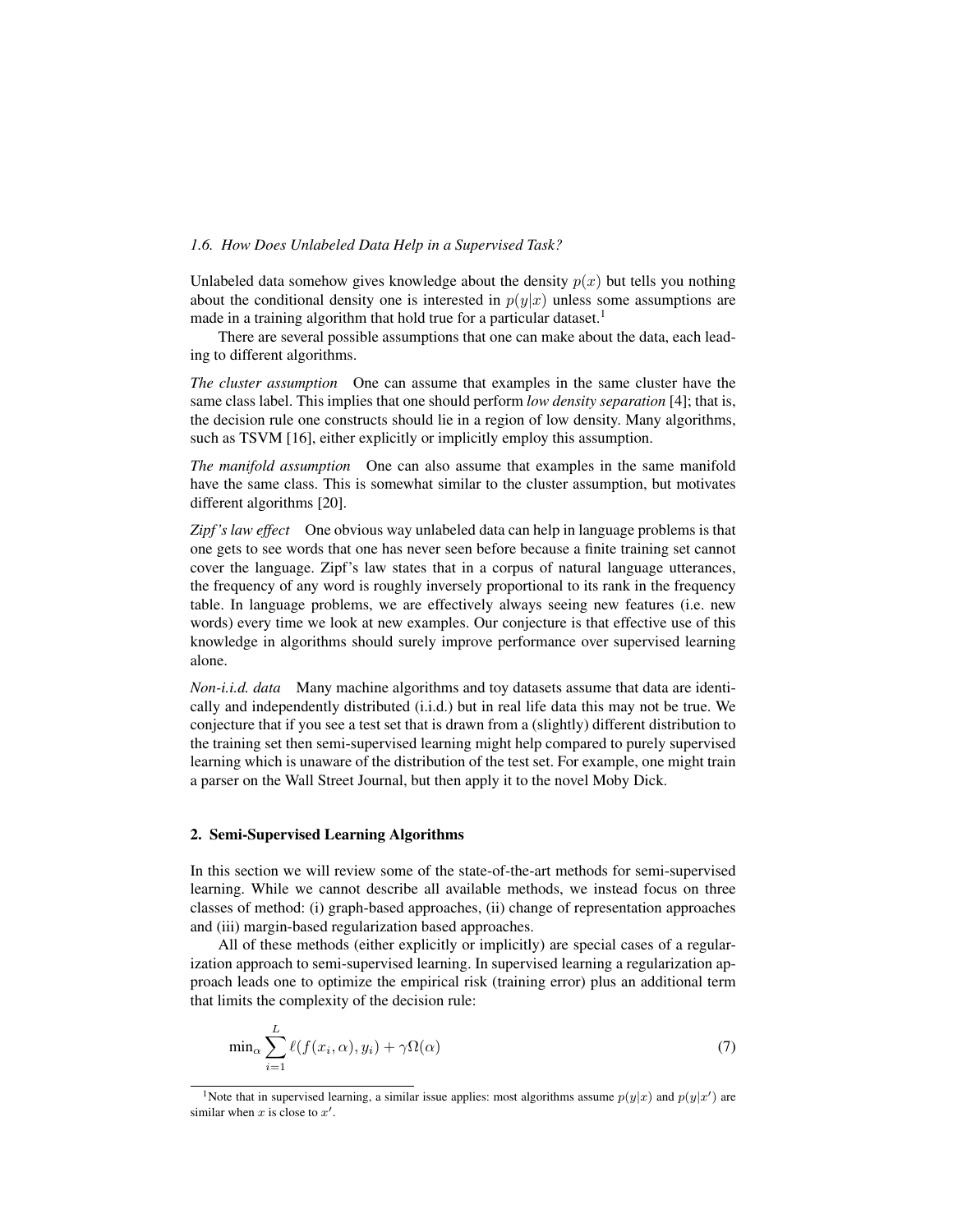*1.6. How Does Unlabeled Data Help in a Supervised Task?*

Unlabeled data somehow gives knowledge about the density $p(x)$ but tells you nothing about the conditional density one is interested in $p(y|x)$ unless some assumptions are made in a training algorithm that hold true for a particular dataset.[1]

There are several possible assumptions that one can make about the data, each leading to different algorithms.

*The cluster assumption* One can assume that examples in the same cluster have the same class label. This implies that one should perform *low density separation* [4]; that is, the decision rule one constructs should lie in a region of low density. Many algorithms, such as TSVM [16], either explicitly or implicitly employ this assumption.

*The manifold assumption* One can also assume that examples in the same manifold have the same class. This is somewhat similar to the cluster assumption, but motivates different algorithms [20].

*Zipf's law effect* One obvious way unlabeled data can help in language problems is that one gets to see words that one has never seen before because a finite training set cannot cover the language. Zipf's law states that in a corpus of natural language utterances, the frequency of any word is roughly inversely proportional to its rank in the frequency table. In language problems, we are effectively always seeing new features (i.e. new words) every time we look at new examples. Our conjecture is that effective use of this knowledge in algorithms should surely improve performance over supervised learning alone.

*Non-i.i.d. data* Many machine algorithms and toy datasets assume that data are identically and independently distributed (i.i.d.) but in real life data this may not be true. We conjecture that if you see a test set that is drawn from a (slightly) different distribution to the training set then semi-supervised learning might help compared to purely supervised learning which is unaware of the distribution of the test set. For example, one might train a parser on the Wall Street Journal, but then apply it to the novel Moby Dick.

## 2. Semi-Supervised Learning Algorithms

In this section we will review some of the state-of-the-art methods for semi-supervised learning. While we cannot describe all available methods, we instead focus on three classes of method: (i) graph-based approaches, (ii) change of representation approaches and (iii) margin-based regularization based approaches.

All of these methods (either explicitly or implicitly) are special cases of a regularization approach to semi-supervised learning. In supervised learning a regularization approach leads one to optimize the empirical risk (training error) plus an additional term that limits the complexity of the decision rule:

$$\min_\alpha \sum_{i=1}^{L} \ell(f(x_i, \alpha), y_i) + \gamma\Omega(\alpha) \tag{7}$$

[1] Note that in supervised learning, a similar issue applies: most algorithms assume $p(y|x)$ and $p(y|x')$ are similar when $x$ is close to $x'$.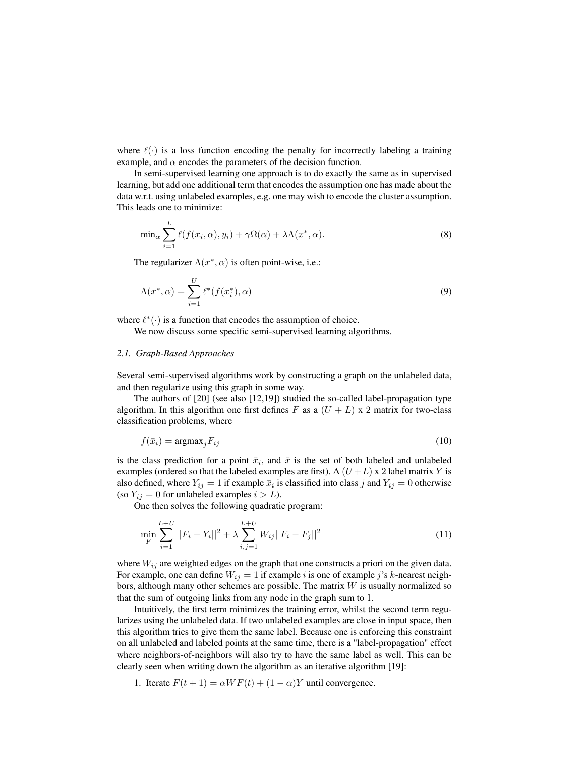where $\ell(\cdot)$ is a loss function encoding the penalty for incorrectly labeling a training example, and $\alpha$ encodes the parameters of the decision function.

In semi-supervised learning one approach is to do exactly the same as in supervised learning, but add one additional term that encodes the assumption one has made about the data w.r.t. using unlabeled examples, e.g. one may wish to encode the cluster assumption. This leads one to minimize:

$$\min_\alpha \sum_{i=1}^{L} \ell(f(x_i, \alpha), y_i) + \gamma\Omega(\alpha) + \lambda\Lambda(x^*, \alpha). \tag{8}$$

The regularizer $\Lambda(x^*, \alpha)$ is often point-wise, i.e.:

$$\Lambda(x^*, \alpha) = \sum_{i=1}^{U} \ell^*(f(x_i^*), \alpha) \tag{9}$$

where $\ell^*(\cdot)$ is a function that encodes the assumption of choice.

We now discuss some specific semi-supervised learning algorithms.

### *2.1. Graph-Based Approaches*

Several semi-supervised algorithms work by constructing a graph on the unlabeled data, and then regularize using this graph in some way.

The authors of [20] (see also [12,19]) studied the so-called label-propagation type algorithm. In this algorithm one first defines $F$ as a $(U + L)$ x 2 matrix for two-class classification problems, where

$$f(\bar{x}_i) = \text{argmax}_j F_{ij} \tag{10}$$

is the class prediction for a point $\bar{x}_i$, and $\bar{x}$ is the set of both labeled and unlabeled examples (ordered so that the labeled examples are first). A $(U+L)$ x 2 label matrix $Y$ is also defined, where $Y_{ij} = 1$ if example $\bar{x}_i$ is classified into class $j$ and $Y_{ij} = 0$ otherwise (so $Y_{ij} = 0$ for unlabeled examples $i > L$).

One then solves the following quadratic program:

$$\min_F \sum_{i=1}^{L+U} ||F_i - Y_i||^2 + \lambda \sum_{i,j=1}^{L+U} W_{ij} ||F_i - F_j||^2 \tag{11}$$

where $W_{ij}$ are weighted edges on the graph that one constructs a priori on the given data. For example, one can define $W_{ij} = 1$ if example $i$ is one of example $j$'s $k$-nearest neighbors, although many other schemes are possible. The matrix $W$ is usually normalized so that the sum of outgoing links from any node in the graph sum to 1.

Intuitively, the first term minimizes the training error, whilst the second term regularizes using the unlabeled data. If two unlabeled examples are close in input space, then this algorithm tries to give them the same label. Because one is enforcing this constraint on all unlabeled and labeled points at the same time, there is a "label-propagation" effect where neighbors-of-neighbors will also try to have the same label as well. This can be clearly seen when writing down the algorithm as an iterative algorithm [19]:

1. Iterate $F(t+1) = \alpha W F(t) + (1 - \alpha) Y$ until convergence.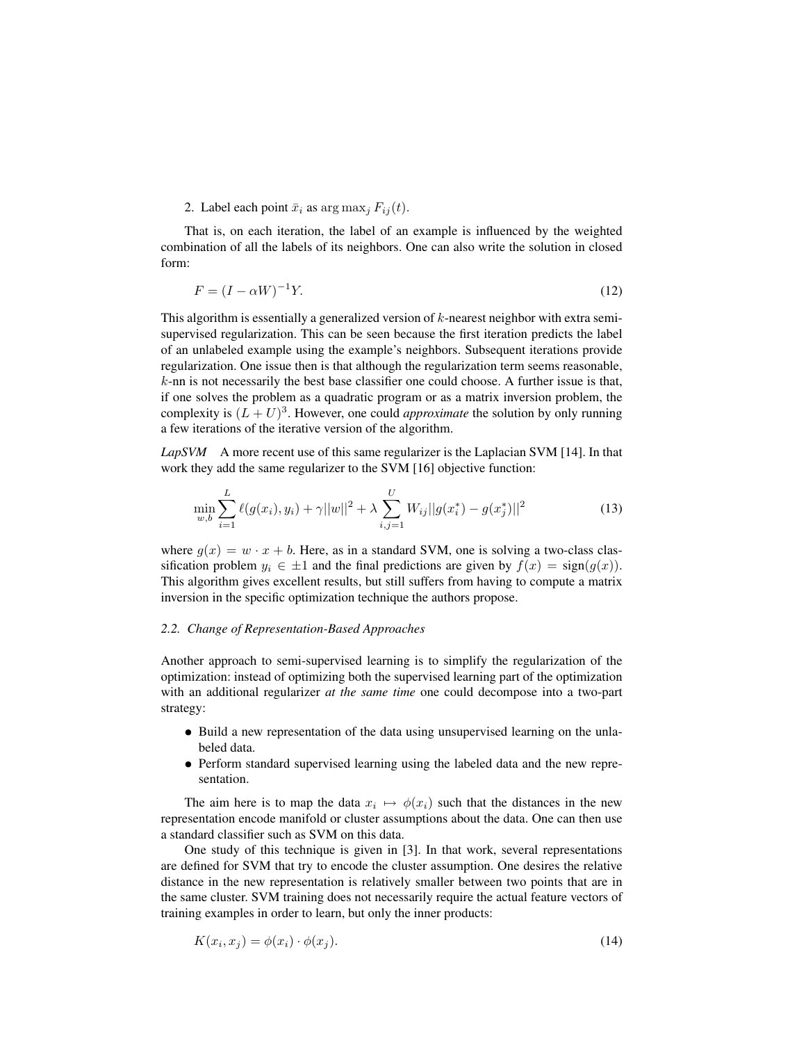2. Label each point $\bar{x}_i$ as $\arg\max_j F_{ij}(t)$.

That is, on each iteration, the label of an example is influenced by the weighted combination of all the labels of its neighbors. One can also write the solution in closed form:

$$F = (I - \alpha W)^{-1} Y. \tag{12}$$

This algorithm is essentially a generalized version of $k$-nearest neighbor with extra semi-supervised regularization. This can be seen because the first iteration predicts the label of an unlabeled example using the example's neighbors. Subsequent iterations provide regularization. One issue then is that although the regularization term seems reasonable, $k$-nn is not necessarily the best base classifier one could choose. A further issue is that, if one solves the problem as a quadratic program or as a matrix inversion problem, the complexity is $(L + U)^3$. However, one could *approximate* the solution by only running a few iterations of the iterative version of the algorithm.

*LapSVM* A more recent use of this same regularizer is the Laplacian SVM [14]. In that work they add the same regularizer to the SVM [16] objective function:

$$\min_{w,b} \sum_{i=1}^{L} \ell(g(x_i), y_i) + \gamma ||w||^2 + \lambda \sum_{i,j=1}^{U} W_{ij} ||g(x_i^*) - g(x_j^*)||^2 \tag{13}$$

where $g(x) = w \cdot x + b$. Here, as in a standard SVM, one is solving a two-class classification problem $y_i \in \pm 1$ and the final predictions are given by $f(x) = \text{sign}(g(x))$. This algorithm gives excellent results, but still suffers from having to compute a matrix inversion in the specific optimization technique the authors propose.

### 2.2. Change of Representation-Based Approaches

Another approach to semi-supervised learning is to simplify the regularization of the optimization: instead of optimizing both the supervised learning part of the optimization with an additional regularizer *at the same time* one could decompose into a two-part strategy:

- Build a new representation of the data using unsupervised learning on the unlabeled data.
- Perform standard supervised learning using the labeled data and the new representation.

The aim here is to map the data $x_i \mapsto \phi(x_i)$ such that the distances in the new representation encode manifold or cluster assumptions about the data. One can then use a standard classifier such as SVM on this data.

One study of this technique is given in [3]. In that work, several representations are defined for SVM that try to encode the cluster assumption. One desires the relative distance in the new representation is relatively smaller between two points that are in the same cluster. SVM training does not necessarily require the actual feature vectors of training examples in order to learn, but only the inner products:

$$K(x_i, x_j) = \phi(x_i) \cdot \phi(x_j). \tag{14}$$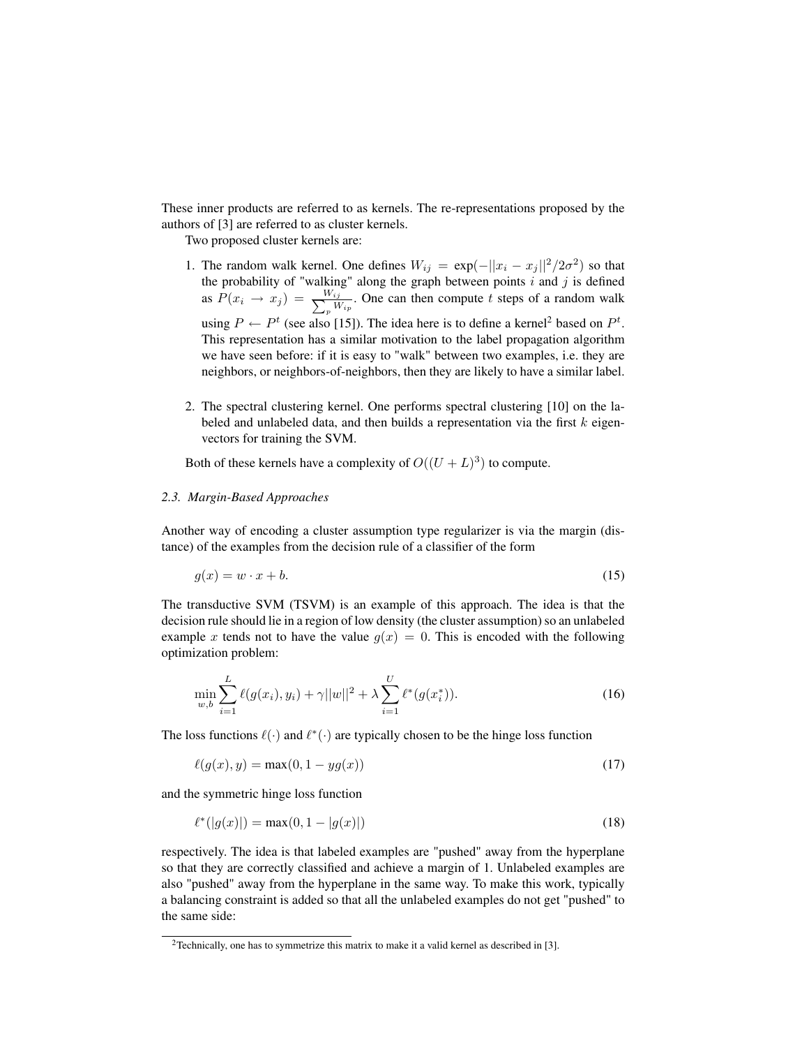These inner products are referred to as kernels. The re-representations proposed by the authors of [3] are referred to as cluster kernels.

Two proposed cluster kernels are:

1. The random walk kernel. One defines $W_{ij} = \exp(-||x_i - x_j||^2/2\sigma^2)$ so that the probability of "walking" along the graph between points $i$ and $j$ is defined as $P(x_i \to x_j) = \frac{W_{ij}}{\sum_p W_{ip}}$. One can then compute $t$ steps of a random walk using $P \leftarrow P^t$ (see also [15]). The idea here is to define a kernel[2] based on $P^t$. This representation has a similar motivation to the label propagation algorithm we have seen before: if it is easy to "walk" between two examples, i.e. they are neighbors, or neighbors-of-neighbors, then they are likely to have a similar label.

2. The spectral clustering kernel. One performs spectral clustering [10] on the labeled and unlabeled data, and then builds a representation via the first $k$ eigenvectors for training the SVM.

Both of these kernels have a complexity of $O((U + L)^3)$ to compute.

### *2.3. Margin-Based Approaches*

Another way of encoding a cluster assumption type regularizer is via the margin (distance) of the examples from the decision rule of a classifier of the form

$$g(x) = w \cdot x + b. \tag{15}$$

The transductive SVM (TSVM) is an example of this approach. The idea is that the decision rule should lie in a region of low density (the cluster assumption) so an unlabeled example $x$ tends not to have the value $g(x) = 0$. This is encoded with the following optimization problem:

$$\min_{w,b} \sum_{i=1}^{L} \ell(g(x_i), y_i) + \gamma ||w||^2 + \lambda \sum_{i=1}^{U} \ell^*(g(x_i^*)). \tag{16}$$

The loss functions $\ell(\cdot)$ and $\ell^*(\cdot)$ are typically chosen to be the hinge loss function

$$\ell(g(x), y) = \max(0, 1 - yg(x)) \tag{17}$$

and the symmetric hinge loss function

$$\ell^*(|g(x)|) = \max(0, 1 - |g(x)|) \tag{18}$$

respectively. The idea is that labeled examples are "pushed" away from the hyperplane so that they are correctly classified and achieve a margin of 1. Unlabeled examples are also "pushed" away from the hyperplane in the same way. To make this work, typically a balancing constraint is added so that all the unlabeled examples do not get "pushed" to the same side:

[2] Technically, one has to symmetrize this matrix to make it a valid kernel as described in [3].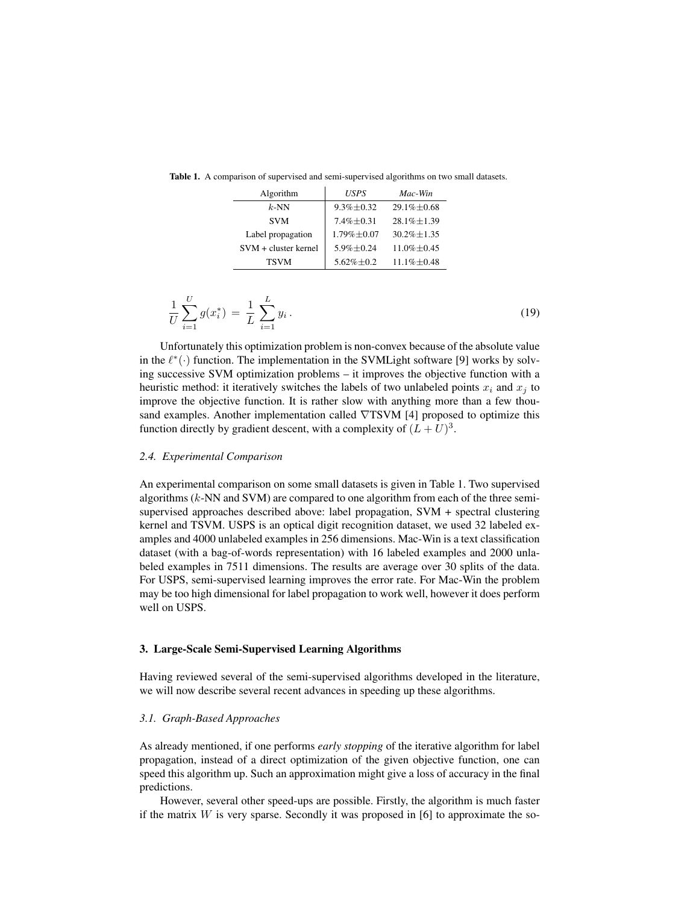**Table 1.** A comparison of supervised and semi-supervised algorithms on two small datasets.

| Algorithm | *USPS* | *Mac-Win* |
|---|---|---|
| $k$-NN | 9.3%±0.32 | 29.1%±0.68 |
| SVM | 7.4%±0.31 | 28.1%±1.39 |
| Label propagation | 1.79%±0.07 | 30.2%±1.35 |
| SVM + cluster kernel | 5.9%±0.24 | 11.0%±0.45 |
| TSVM | 5.62%±0.2 | 11.1%±0.48 |

$$\frac{1}{U}\sum_{i=1}^{U} g(x_i^*) \;=\; \frac{1}{L}\sum_{i=1}^{L} y_i\,. \tag{19}$$

Unfortunately this optimization problem is non-convex because of the absolute value in the $\ell^*(\cdot)$ function. The implementation in the SVMLight software [9] works by solving successive SVM optimization problems – it improves the objective function with a heuristic method: it iteratively switches the labels of two unlabeled points $x_i$ and $x_j$ to improve the objective function. It is rather slow with anything more than a few thousand examples. Another implementation called $\nabla$TSVM [4] proposed to optimize this function directly by gradient descent, with a complexity of $(L+U)^3$.

### *2.4. Experimental Comparison*

An experimental comparison on some small datasets is given in Table 1. Two supervised algorithms ($k$-NN and SVM) are compared to one algorithm from each of the three semi-supervised approaches described above: label propagation, SVM + spectral clustering kernel and TSVM. USPS is an optical digit recognition dataset, we used 32 labeled examples and 4000 unlabeled examples in 256 dimensions. Mac-Win is a text classification dataset (with a bag-of-words representation) with 16 labeled examples and 2000 unlabeled examples in 7511 dimensions. The results are average over 30 splits of the data. For USPS, semi-supervised learning improves the error rate. For Mac-Win the problem may be too high dimensional for label propagation to work well, however it does perform well on USPS.

## 3. Large-Scale Semi-Supervised Learning Algorithms

Having reviewed several of the semi-supervised algorithms developed in the literature, we will now describe several recent advances in speeding up these algorithms.

### *3.1. Graph-Based Approaches*

As already mentioned, if one performs *early stopping* of the iterative algorithm for label propagation, instead of a direct optimization of the given objective function, one can speed this algorithm up. Such an approximation might give a loss of accuracy in the final predictions.

However, several other speed-ups are possible. Firstly, the algorithm is much faster if the matrix $W$ is very sparse. Secondly it was proposed in [6] to approximate the so-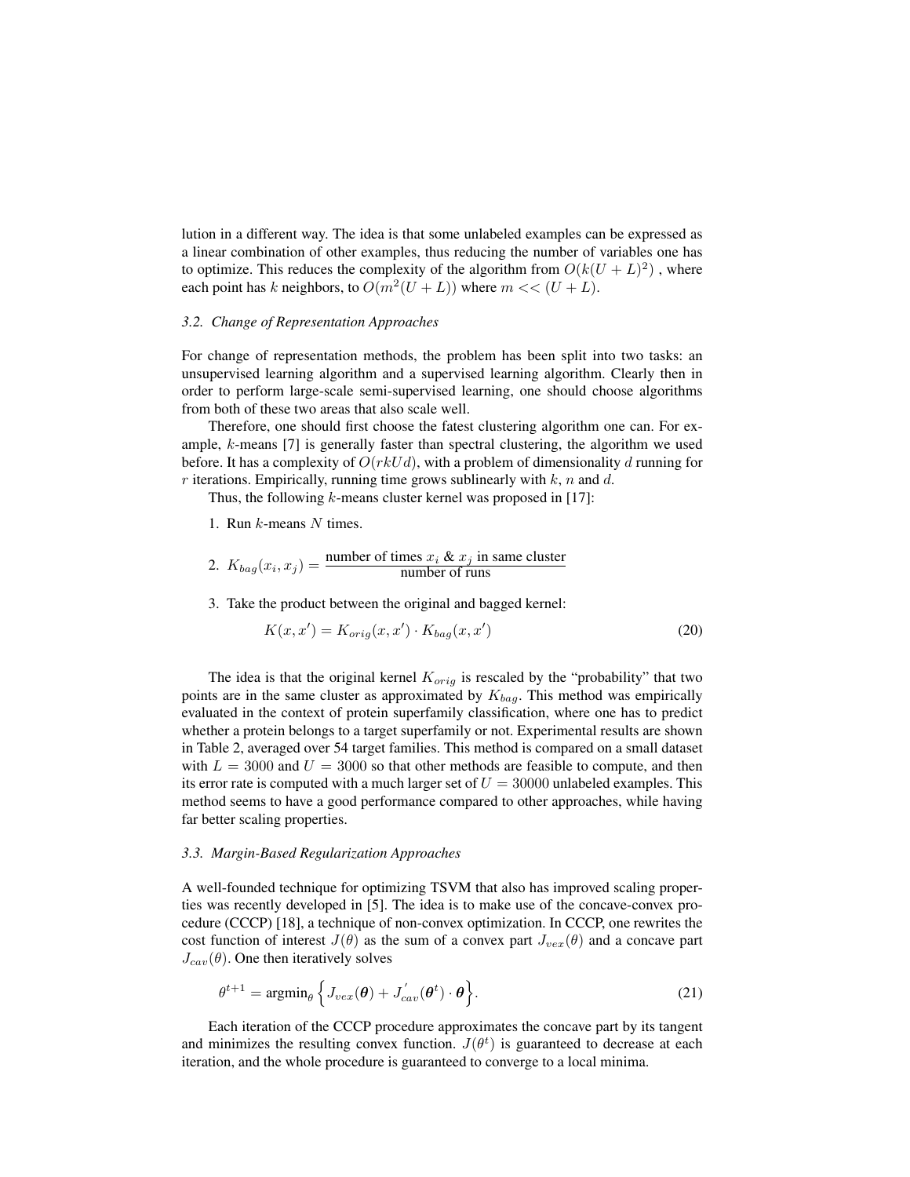lution in a different way. The idea is that some unlabeled examples can be expressed as a linear combination of other examples, thus reducing the number of variables one has to optimize. This reduces the complexity of the algorithm from $O(k(U+L)^2)$ , where each point has $k$ neighbors, to $O(m^2(U+L))$ where $m << (U+L)$.

### 3.2. Change of Representation Approaches

For change of representation methods, the problem has been split into two tasks: an unsupervised learning algorithm and a supervised learning algorithm. Clearly then in order to perform large-scale semi-supervised learning, one should choose algorithms from both of these two areas that also scale well.

Therefore, one should first choose the fatest clustering algorithm one can. For example, $k$-means [7] is generally faster than spectral clustering, the algorithm we used before. It has a complexity of $O(rkUd)$, with a problem of dimensionality $d$ running for $r$ iterations. Empirically, running time grows sublinearly with $k$, $n$ and $d$.

Thus, the following $k$-means cluster kernel was proposed in [17]:

1. Run $k$-means $N$ times.
2. $K_{bag}(x_i, x_j) = \dfrac{\text{number of times } x_i \text{ \& } x_j \text{ in same cluster}}{\text{number of runs}}$
3. Take the product between the original and bagged kernel:

$$K(x, x') = K_{orig}(x, x') \cdot K_{bag}(x, x') \tag{20}$$

The idea is that the original kernel $K_{orig}$ is rescaled by the "probability" that two points are in the same cluster as approximated by $K_{bag}$. This method was empirically evaluated in the context of protein superfamily classification, where one has to predict whether a protein belongs to a target superfamily or not. Experimental results are shown in Table 2, averaged over 54 target families. This method is compared on a small dataset with $L = 3000$ and $U = 3000$ so that other methods are feasible to compute, and then its error rate is computed with a much larger set of $U = 30000$ unlabeled examples. This method seems to have a good performance compared to other approaches, while having far better scaling properties.

### 3.3. Margin-Based Regularization Approaches

A well-founded technique for optimizing TSVM that also has improved scaling properties was recently developed in [5]. The idea is to make use of the concave-convex procedure (CCCP) [18], a technique of non-convex optimization. In CCCP, one rewrites the cost function of interest $J(\theta)$ as the sum of a convex part $J_{vex}(\theta)$ and a concave part $J_{cav}(\theta)$. One then iteratively solves

$$\theta^{t+1} = \text{argmin}_\theta \Big\{ J_{vex}(\boldsymbol{\theta}) + J^{'}_{cav}(\boldsymbol{\theta}^t) \cdot \boldsymbol{\theta} \Big\}. \tag{21}$$

Each iteration of the CCCP procedure approximates the concave part by its tangent and minimizes the resulting convex function. $J(\theta^t)$ is guaranteed to decrease at each iteration, and the whole procedure is guaranteed to converge to a local minima.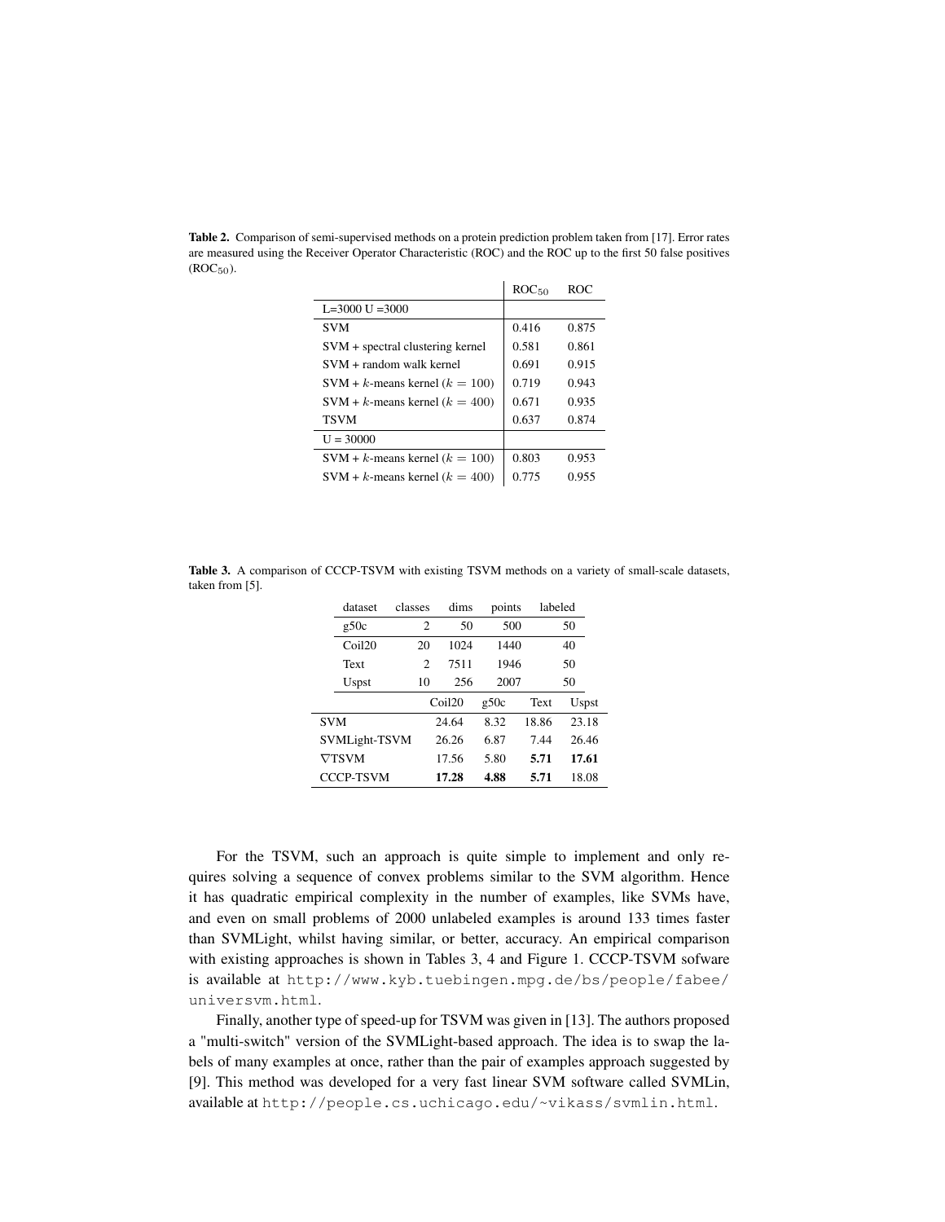**Table 2.** Comparison of semi-supervised methods on a protein prediction problem taken from [17]. Error rates are measured using the Receiver Operator Characteristic (ROC) and the ROC up to the first 50 false positives ($ROC_{50}$).

| | $ROC_{50}$ | ROC |
|---|---|---|
| L=3000 U =3000 | | |
| SVM | 0.416 | 0.875 |
| SVM + spectral clustering kernel | 0.581 | 0.861 |
| SVM + random walk kernel | 0.691 | 0.915 |
| SVM + $k$-means kernel ($k = 100$) | 0.719 | 0.943 |
| SVM + $k$-means kernel ($k = 400$) | 0.671 | 0.935 |
| TSVM | 0.637 | 0.874 |
| U = 30000 | | |
| SVM + $k$-means kernel ($k = 100$) | 0.803 | 0.953 |
| SVM + $k$-means kernel ($k = 400$) | 0.775 | 0.955 |

**Table 3.** A comparison of CCCP-TSVM with existing TSVM methods on a variety of small-scale datasets, taken from [5].

| dataset | classes | dims | points | labeled |
|---|---|---|---|---|
| g50c | 2 | 50 | 500 | 50 |
| Coil20 | 20 | 1024 | 1440 | 40 |
| Text | 2 | 7511 | 1946 | 50 |
| Uspst | 10 | 256 | 2007 | 50 |

| | Coil20 | g50c | Text | Uspst |
|---|---|---|---|---|
| SVM | 24.64 | 8.32 | 18.86 | 23.18 |
| SVMLight-TSVM | 26.26 | 6.87 | 7.44 | 26.46 |
| $\nabla$TSVM | 17.56 | 5.80 | **5.71** | **17.61** |
| CCCP-TSVM | **17.28** | **4.88** | **5.71** | 18.08 |

For the TSVM, such an approach is quite simple to implement and only requires solving a sequence of convex problems similar to the SVM algorithm. Hence it has quadratic empirical complexity in the number of examples, like SVMs have, and even on small problems of 2000 unlabeled examples is around 133 times faster than SVMLight, whilst having similar, or better, accuracy. An empirical comparison with existing approaches is shown in Tables 3, 4 and Figure 1. CCCP-TSVM sofware is available at `http://www.kyb.tuebingen.mpg.de/bs/people/fabee/universvm.html`.

Finally, another type of speed-up for TSVM was given in [13]. The authors proposed a "multi-switch" version of the SVMLight-based approach. The idea is to swap the labels of many examples at once, rather than the pair of examples approach suggested by [9]. This method was developed for a very fast linear SVM software called SVMLin, available at `http://people.cs.uchicago.edu/~vikass/svmlin.html`.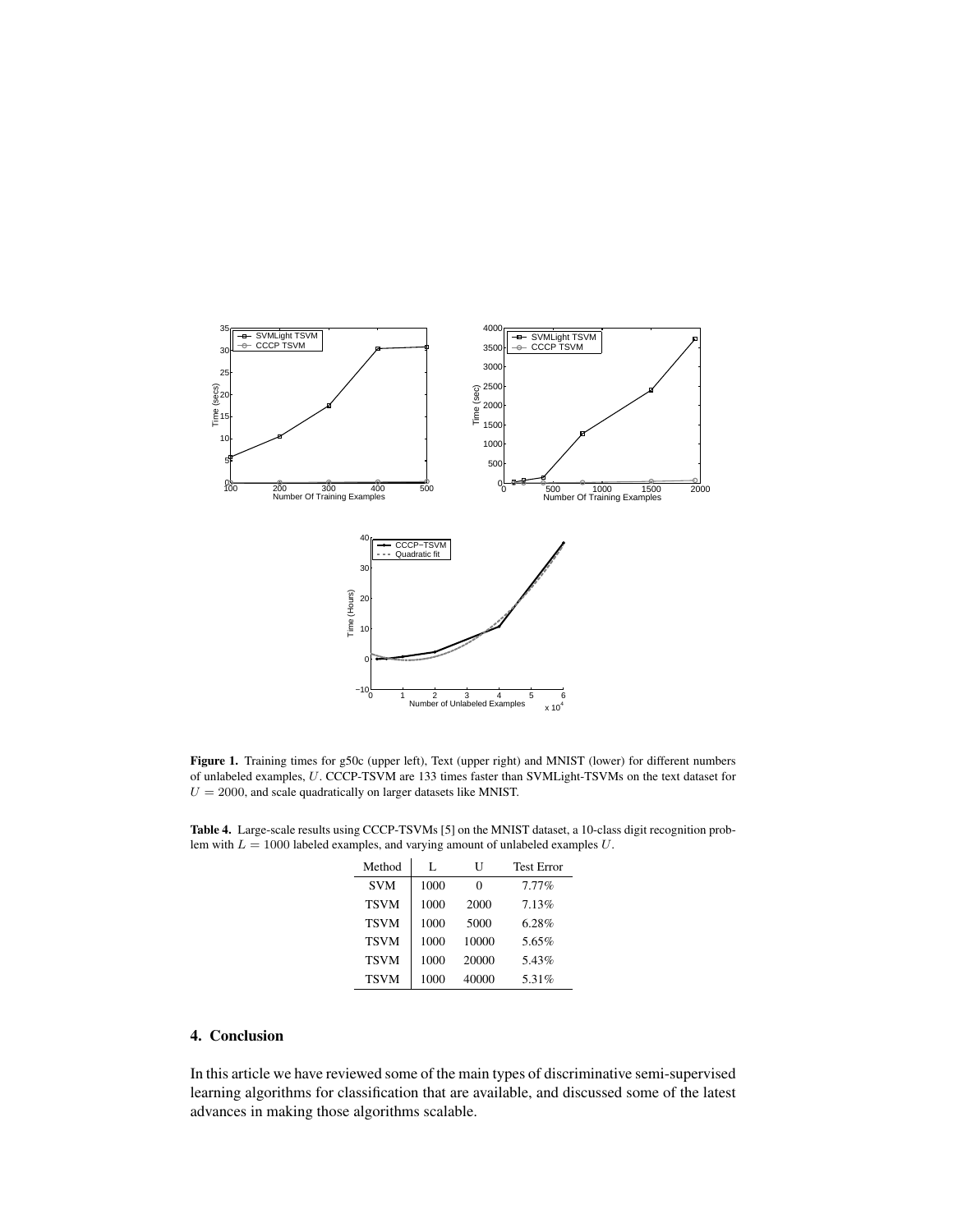**Figure 1.** Training times for g50c (upper left), Text (upper right) and MNIST (lower) for different numbers of unlabeled examples, $U$. CCCP-TSVM are 133 times faster than SVMLight-TSVMs on the text dataset for $U = 2000$, and scale quadratically on larger datasets like MNIST.

**Table 4.** Large-scale results using CCCP-TSVMs [5] on the MNIST dataset, a 10-class digit recognition problem with $L = 1000$ labeled examples, and varying amount of unlabeled examples $U$.

| Method | L | U | Test Error |
|---|---|---|---|
| SVM | 1000 | 0 | 7.77% |
| TSVM | 1000 | 2000 | 7.13% |
| TSVM | 1000 | 5000 | 6.28% |
| TSVM | 1000 | 10000 | 5.65% |
| TSVM | 1000 | 20000 | 5.43% |
| TSVM | 1000 | 40000 | 5.31% |

## 4. Conclusion

In this article we have reviewed some of the main types of discriminative semi-supervised learning algorithms for classification that are available, and discussed some of the latest advances in making those algorithms scalable.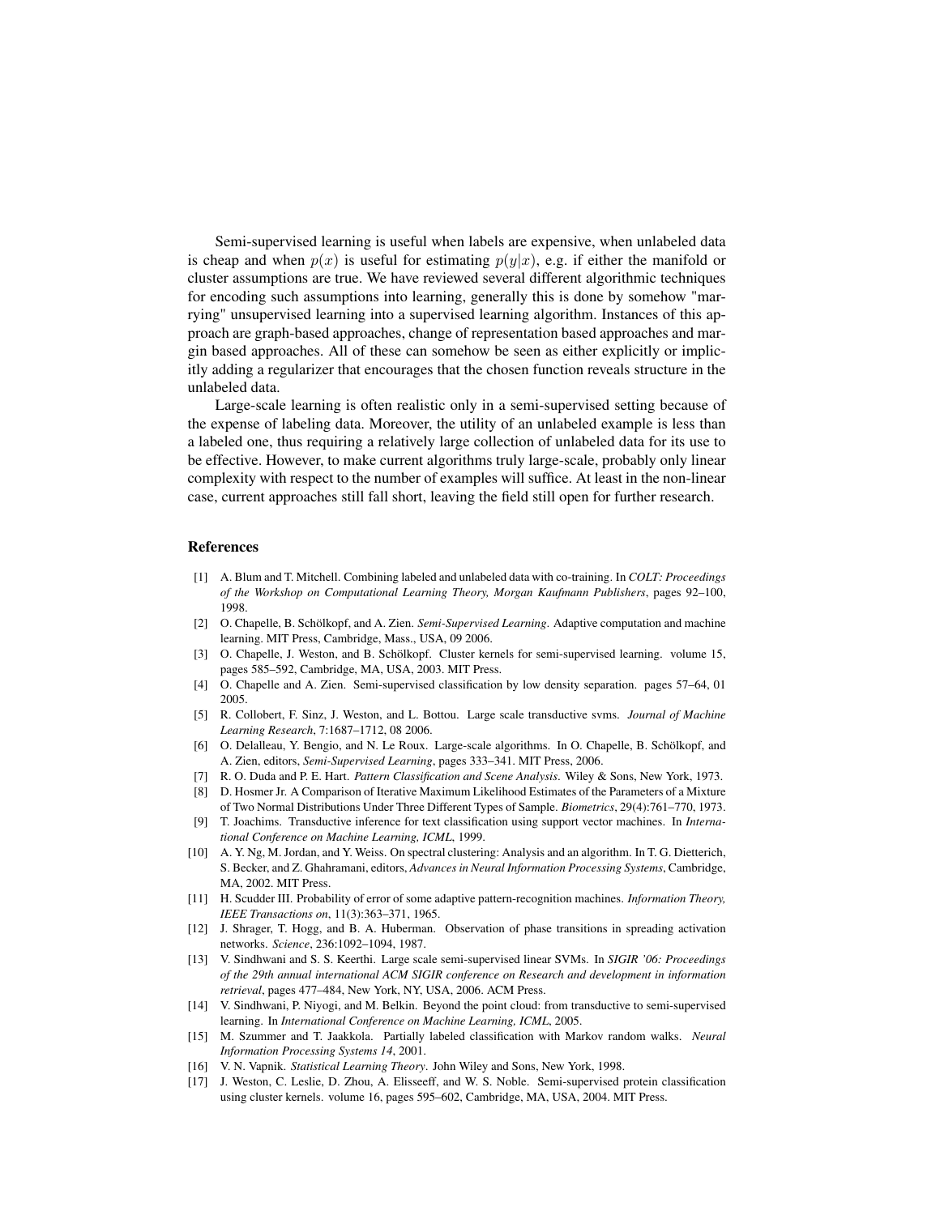Semi-supervised learning is useful when labels are expensive, when unlabeled data is cheap and when $p(x)$ is useful for estimating $p(y|x)$, e.g. if either the manifold or cluster assumptions are true. We have reviewed several different algorithmic techniques for encoding such assumptions into learning, generally this is done by somehow "marrying" unsupervised learning into a supervised learning algorithm. Instances of this approach are graph-based approaches, change of representation based approaches and margin based approaches. All of these can somehow be seen as either explicitly or implicitly adding a regularizer that encourages that the chosen function reveals structure in the unlabeled data.

Large-scale learning is often realistic only in a semi-supervised setting because of the expense of labeling data. Moreover, the utility of an unlabeled example is less than a labeled one, thus requiring a relatively large collection of unlabeled data for its use to be effective. However, to make current algorithms truly large-scale, probably only linear complexity with respect to the number of examples will suffice. At least in the non-linear case, current approaches still fall short, leaving the field still open for further research.

## References

[1] A. Blum and T. Mitchell. Combining labeled and unlabeled data with co-training. In *COLT: Proceedings of the Workshop on Computational Learning Theory, Morgan Kaufmann Publishers*, pages 92–100, 1998.

[2] O. Chapelle, B. Schölkopf, and A. Zien. *Semi-Supervised Learning*. Adaptive computation and machine learning. MIT Press, Cambridge, Mass., USA, 09 2006.

[3] O. Chapelle, J. Weston, and B. Schölkopf. Cluster kernels for semi-supervised learning. volume 15, pages 585–592, Cambridge, MA, USA, 2003. MIT Press.

[4] O. Chapelle and A. Zien. Semi-supervised classification by low density separation. pages 57–64, 01 2005.

[5] R. Collobert, F. Sinz, J. Weston, and L. Bottou. Large scale transductive svms. *Journal of Machine Learning Research*, 7:1687–1712, 08 2006.

[6] O. Delalleau, Y. Bengio, and N. Le Roux. Large-scale algorithms. In O. Chapelle, B. Schölkopf, and A. Zien, editors, *Semi-Supervised Learning*, pages 333–341. MIT Press, 2006.

[7] R. O. Duda and P. E. Hart. *Pattern Classification and Scene Analysis*. Wiley & Sons, New York, 1973.

[8] D. Hosmer Jr. A Comparison of Iterative Maximum Likelihood Estimates of the Parameters of a Mixture of Two Normal Distributions Under Three Different Types of Sample. *Biometrics*, 29(4):761–770, 1973.

[9] T. Joachims. Transductive inference for text classification using support vector machines. In *International Conference on Machine Learning, ICML*, 1999.

[10] A. Y. Ng, M. Jordan, and Y. Weiss. On spectral clustering: Analysis and an algorithm. In T. G. Dietterich, S. Becker, and Z. Ghahramani, editors, *Advances in Neural Information Processing Systems*, Cambridge, MA, 2002. MIT Press.

[11] H. Scudder III. Probability of error of some adaptive pattern-recognition machines. *Information Theory, IEEE Transactions on*, 11(3):363–371, 1965.

[12] J. Shrager, T. Hogg, and B. A. Huberman. Observation of phase transitions in spreading activation networks. *Science*, 236:1092–1094, 1987.

[13] V. Sindhwani and S. S. Keerthi. Large scale semi-supervised linear SVMs. In *SIGIR '06: Proceedings of the 29th annual international ACM SIGIR conference on Research and development in information retrieval*, pages 477–484, New York, NY, USA, 2006. ACM Press.

[14] V. Sindhwani, P. Niyogi, and M. Belkin. Beyond the point cloud: from transductive to semi-supervised learning. In *International Conference on Machine Learning, ICML*, 2005.

[15] M. Szummer and T. Jaakkola. Partially labeled classification with Markov random walks. *Neural Information Processing Systems 14*, 2001.

[16] V. N. Vapnik. *Statistical Learning Theory*. John Wiley and Sons, New York, 1998.

[17] J. Weston, C. Leslie, D. Zhou, A. Elisseeff, and W. S. Noble. Semi-supervised protein classification using cluster kernels. volume 16, pages 595–602, Cambridge, MA, USA, 2004. MIT Press.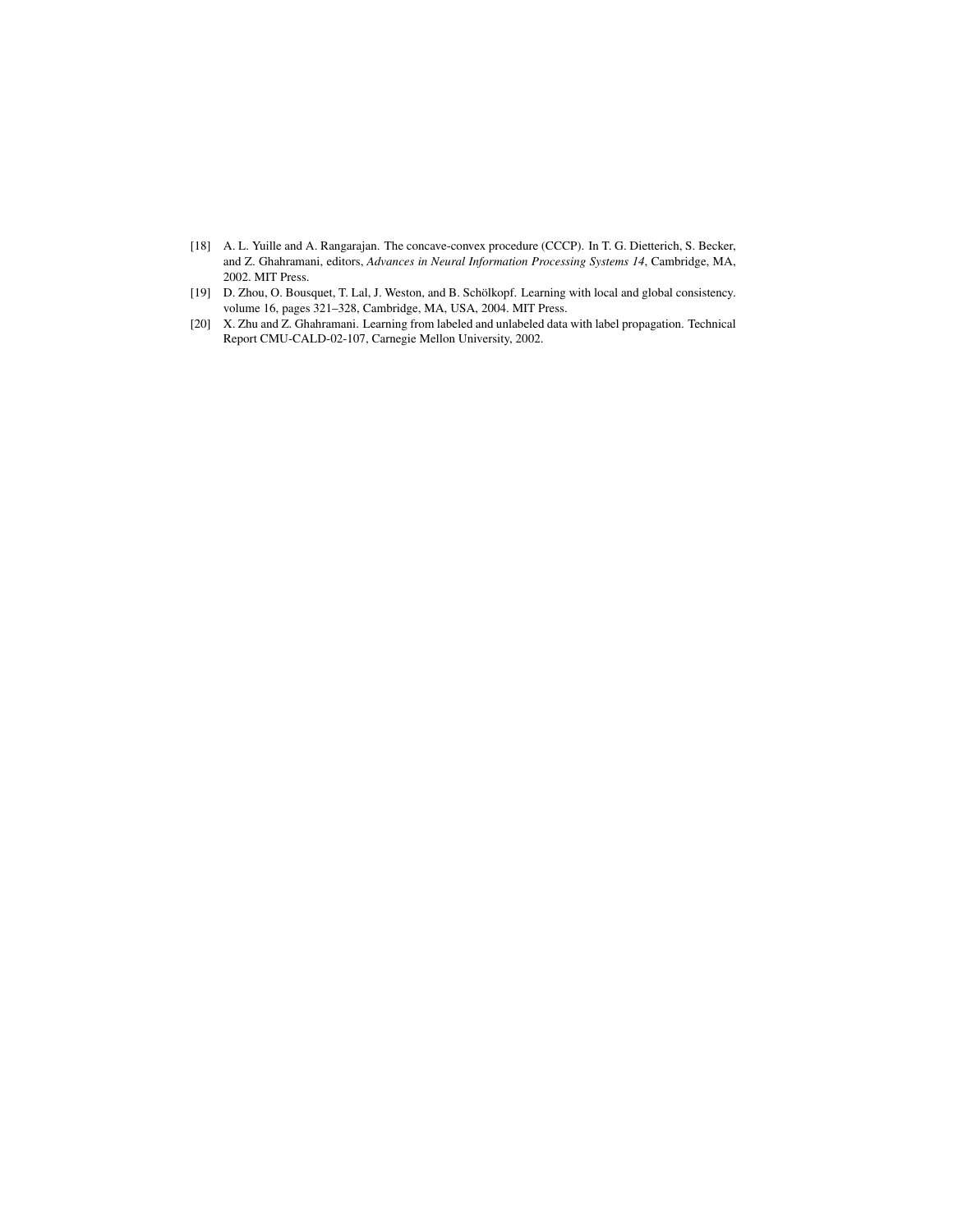[18] A. L. Yuille and A. Rangarajan. The concave-convex procedure (CCCP). In T. G. Dietterich, S. Becker, and Z. Ghahramani, editors, *Advances in Neural Information Processing Systems 14*, Cambridge, MA, 2002. MIT Press.

[19] D. Zhou, O. Bousquet, T. Lal, J. Weston, and B. Schölkopf. Learning with local and global consistency. volume 16, pages 321–328, Cambridge, MA, USA, 2004. MIT Press.

[20] X. Zhu and Z. Ghahramani. Learning from labeled and unlabeled data with label propagation. Technical Report CMU-CALD-02-107, Carnegie Mellon University, 2002.